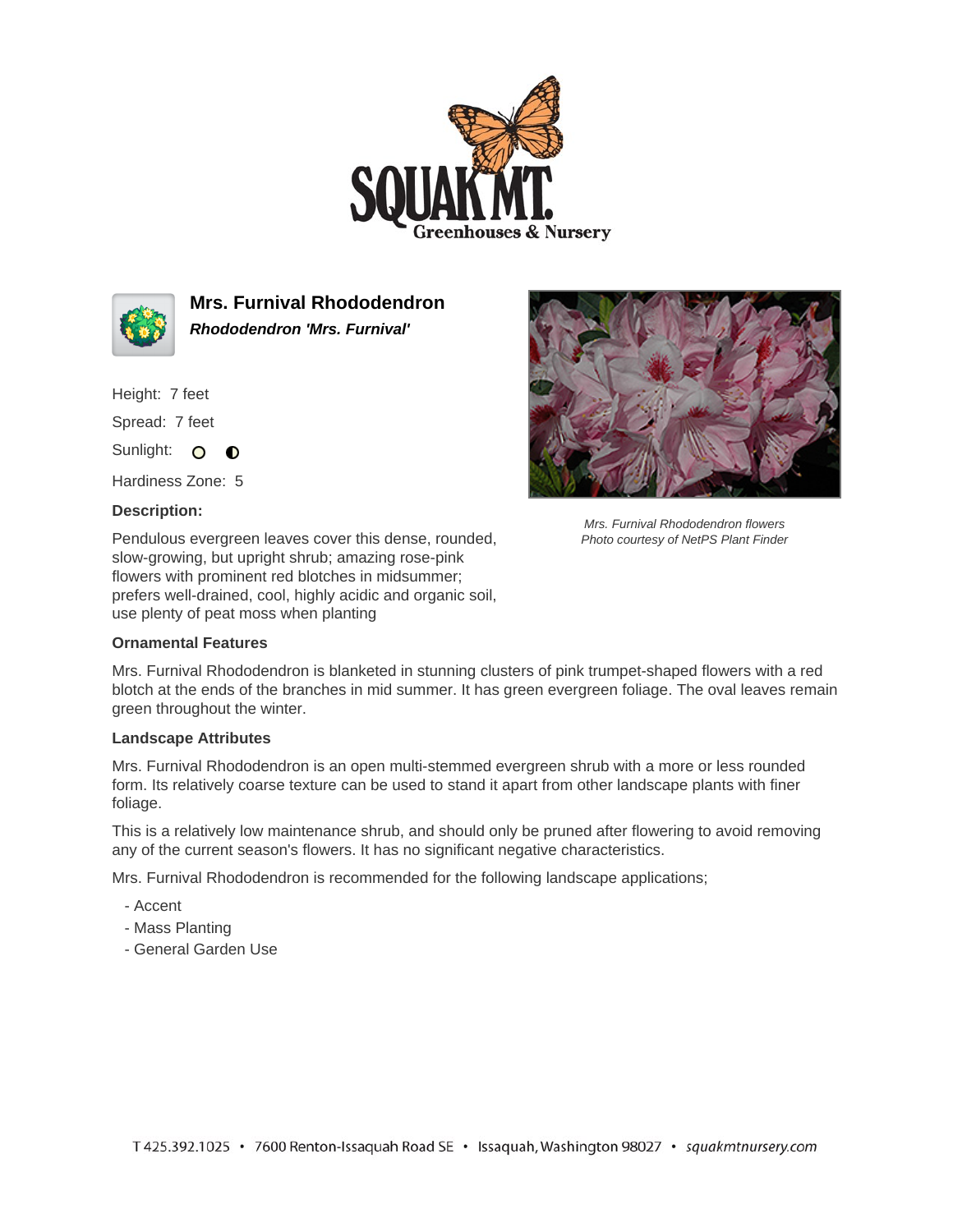# Mrs. Furnival Rhododendron

***Rhododendron 'Mrs. Furnival'***

Height: 7 feet

Spread: 7 feet

Sunlight:

Hardiness Zone: 5

**Description:**

Pendulous evergreen leaves cover this dense, rounded, slow-growing, but upright shrub; amazing rose-pink flowers with prominent red blotches in midsummer; prefers well-drained, cool, highly acidic and organic soil, use plenty of peat moss when planting

*Mrs. Furnival Rhododendron flowers*
*Photo courtesy of NetPS Plant Finder*

### Ornamental Features

Mrs. Furnival Rhododendron is blanketed in stunning clusters of pink trumpet-shaped flowers with a red blotch at the ends of the branches in mid summer. It has green evergreen foliage. The oval leaves remain green throughout the winter.

### Landscape Attributes

Mrs. Furnival Rhododendron is an open multi-stemmed evergreen shrub with a more or less rounded form. Its relatively coarse texture can be used to stand it apart from other landscape plants with finer foliage.

This is a relatively low maintenance shrub, and should only be pruned after flowering to avoid removing any of the current season's flowers. It has no significant negative characteristics.

Mrs. Furnival Rhododendron is recommended for the following landscape applications;

- Accent
- Mass Planting
- General Garden Use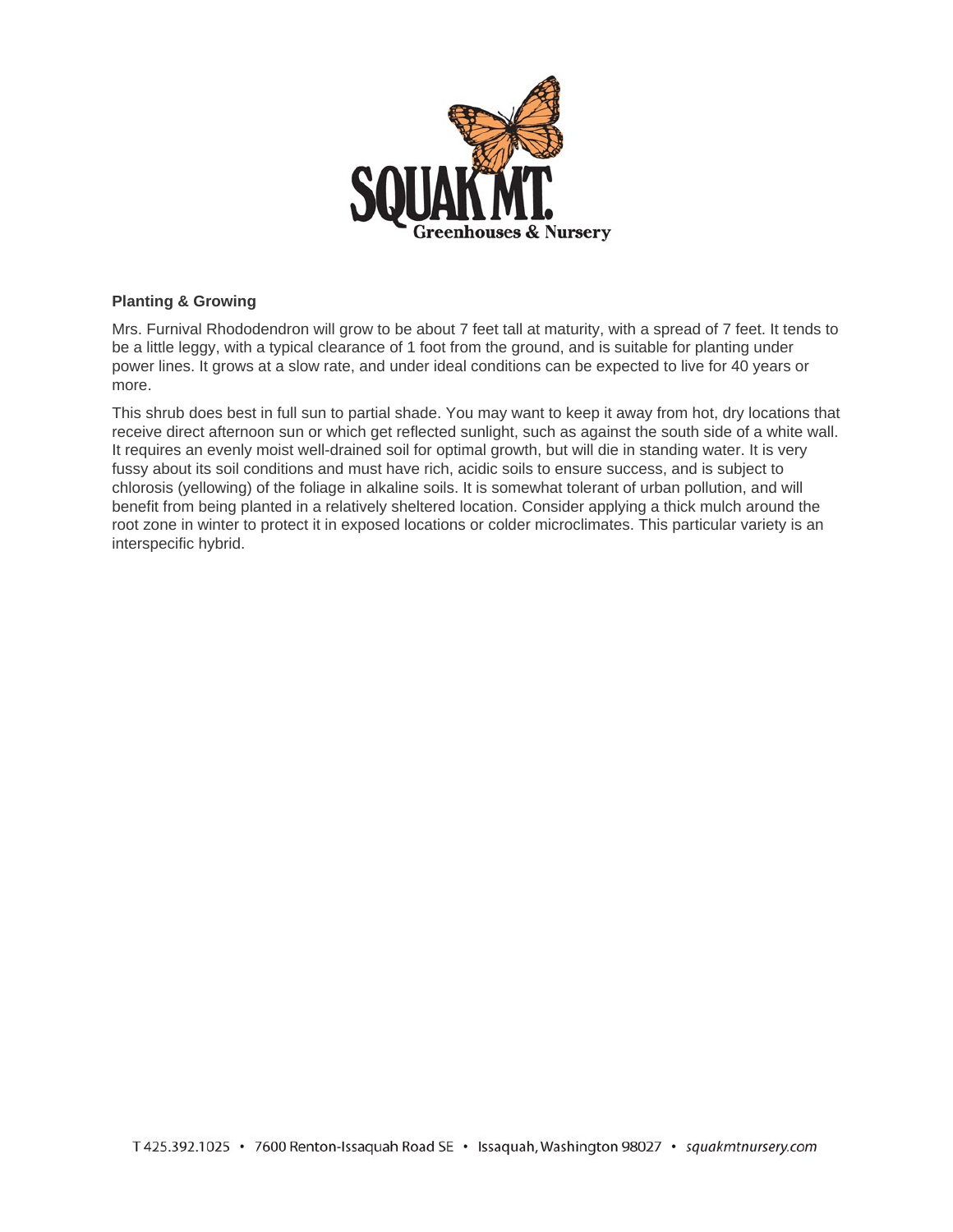### Planting & Growing

Mrs. Furnival Rhododendron will grow to be about 7 feet tall at maturity, with a spread of 7 feet. It tends to be a little leggy, with a typical clearance of 1 foot from the ground, and is suitable for planting under power lines. It grows at a slow rate, and under ideal conditions can be expected to live for 40 years or more.

This shrub does best in full sun to partial shade. You may want to keep it away from hot, dry locations that receive direct afternoon sun or which get reflected sunlight, such as against the south side of a white wall. It requires an evenly moist well-drained soil for optimal growth, but will die in standing water. It is very fussy about its soil conditions and must have rich, acidic soils to ensure success, and is subject to chlorosis (yellowing) of the foliage in alkaline soils. It is somewhat tolerant of urban pollution, and will benefit from being planted in a relatively sheltered location. Consider applying a thick mulch around the root zone in winter to protect it in exposed locations or colder microclimates. This particular variety is an interspecific hybrid.